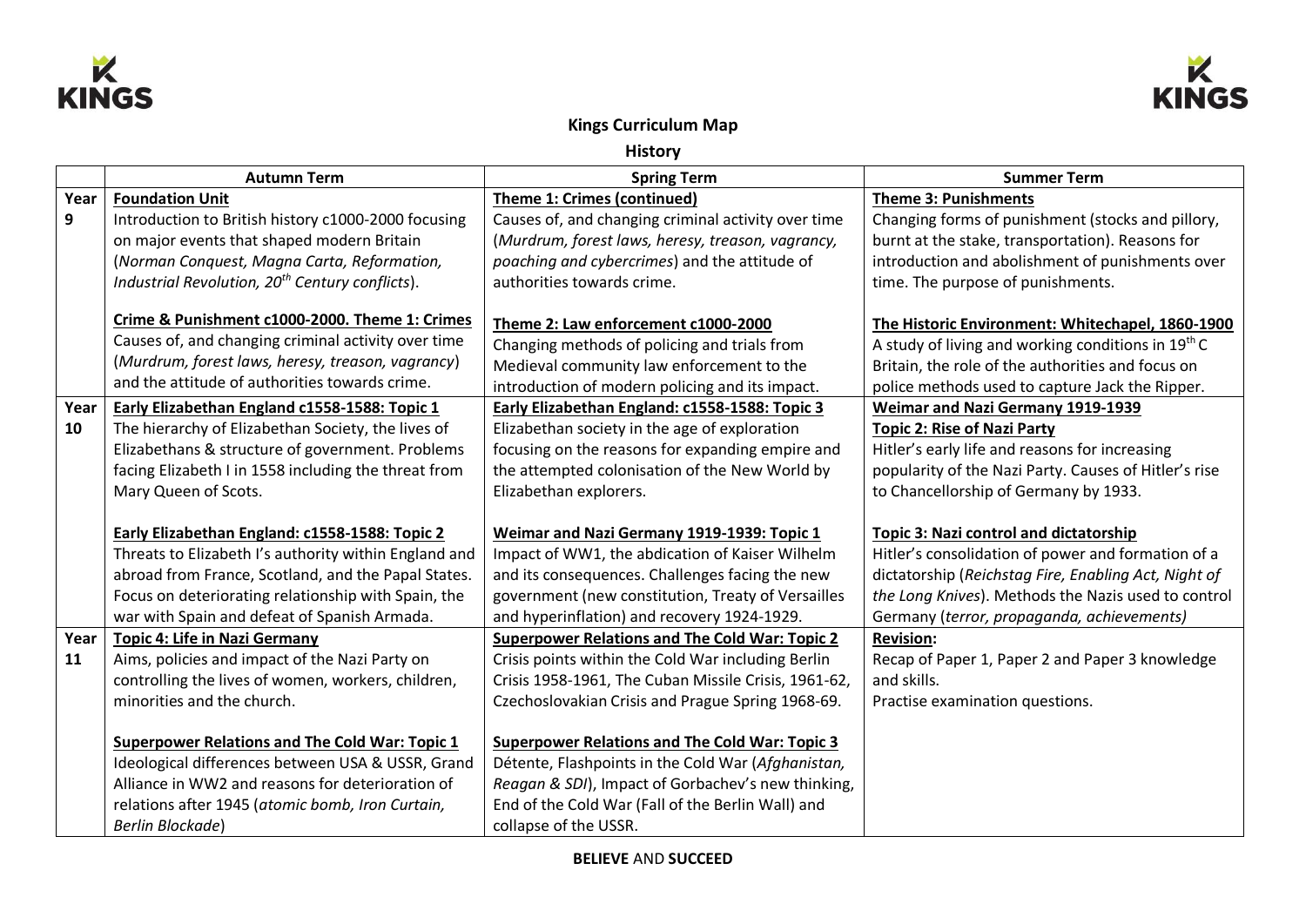# Kings Curriculum Map

## History

| | Autumn Term | Spring Term | Summer Term |
|---|---|---|---|
| Year 9 | **Foundation Unit**<br>Introduction to British history c1000-2000 focusing on major events that shaped modern Britain (*Norman Conquest, Magna Carta, Reformation, Industrial Revolution, 20th Century conflicts*).<br><br>**Crime & Punishment c1000-2000. Theme 1: Crimes**<br>Causes of, and changing criminal activity over time (*Murdrum, forest laws, heresy, treason, vagrancy*) and the attitude of authorities towards crime. | **Theme 1: Crimes (continued)**<br>Causes of, and changing criminal activity over time (*Murdrum, forest laws, heresy, treason, vagrancy, poaching and cybercrimes*) and the attitude of authorities towards crime.<br><br>**Theme 2: Law enforcement c1000-2000**<br>Changing methods of policing and trials from Medieval community law enforcement to the introduction of modern policing and its impact. | **Theme 3: Punishments**<br>Changing forms of punishment (stocks and pillory, burnt at the stake, transportation). Reasons for introduction and abolishment of punishments over time. The purpose of punishments.<br><br>**The Historic Environment: Whitechapel, 1860-1900**<br>A study of living and working conditions in 19th C Britain, the role of the authorities and focus on police methods used to capture Jack the Ripper. |
| Year 10 | **Early Elizabethan England c1558-1588: Topic 1**<br>The hierarchy of Elizabethan Society, the lives of Elizabethans & structure of government. Problems facing Elizabeth I in 1558 including the threat from Mary Queen of Scots.<br><br>**Early Elizabethan England: c1558-1588: Topic 2**<br>Threats to Elizabeth I's authority within England and abroad from France, Scotland, and the Papal States. Focus on deteriorating relationship with Spain, the war with Spain and defeat of Spanish Armada. | **Early Elizabethan England: c1558-1588: Topic 3**<br>Elizabethan society in the age of exploration focusing on the reasons for expanding empire and the attempted colonisation of the New World by Elizabethan explorers.<br><br>**Weimar and Nazi Germany 1919-1939: Topic 1**<br>Impact of WW1, the abdication of Kaiser Wilhelm and its consequences. Challenges facing the new government (new constitution, Treaty of Versailles and hyperinflation) and recovery 1924-1929. | **Weimar and Nazi Germany 1919-1939**<br>**Topic 2: Rise of Nazi Party**<br>Hitler's early life and reasons for increasing popularity of the Nazi Party. Causes of Hitler's rise to Chancellorship of Germany by 1933.<br><br>**Topic 3: Nazi control and dictatorship**<br>Hitler's consolidation of power and formation of a dictatorship (*Reichstag Fire, Enabling Act, Night of the Long Knives*). Methods the Nazis used to control Germany (*terror, propaganda, achievements)* |
| Year 11 | **Topic 4: Life in Nazi Germany**<br>Aims, policies and impact of the Nazi Party on controlling the lives of women, workers, children, minorities and the church.<br><br>**Superpower Relations and The Cold War: Topic 1**<br>Ideological differences between USA & USSR, Grand Alliance in WW2 and reasons for deterioration of relations after 1945 (*atomic bomb, Iron Curtain, Berlin Blockade*) | **Superpower Relations and The Cold War: Topic 2**<br>Crisis points within the Cold War including Berlin Crisis 1958-1961, The Cuban Missile Crisis, 1961-62, Czechoslovakian Crisis and Prague Spring 1968-69.<br><br>**Superpower Relations and The Cold War: Topic 3**<br>Détente, Flashpoints in the Cold War (*Afghanistan, Reagan & SDI*), Impact of Gorbachev's new thinking, End of the Cold War (Fall of the Berlin Wall) and collapse of the USSR. | **Revision:**<br>Recap of Paper 1, Paper 2 and Paper 3 knowledge and skills.<br>Practise examination questions. |

**BELIEVE** AND **SUCCEED**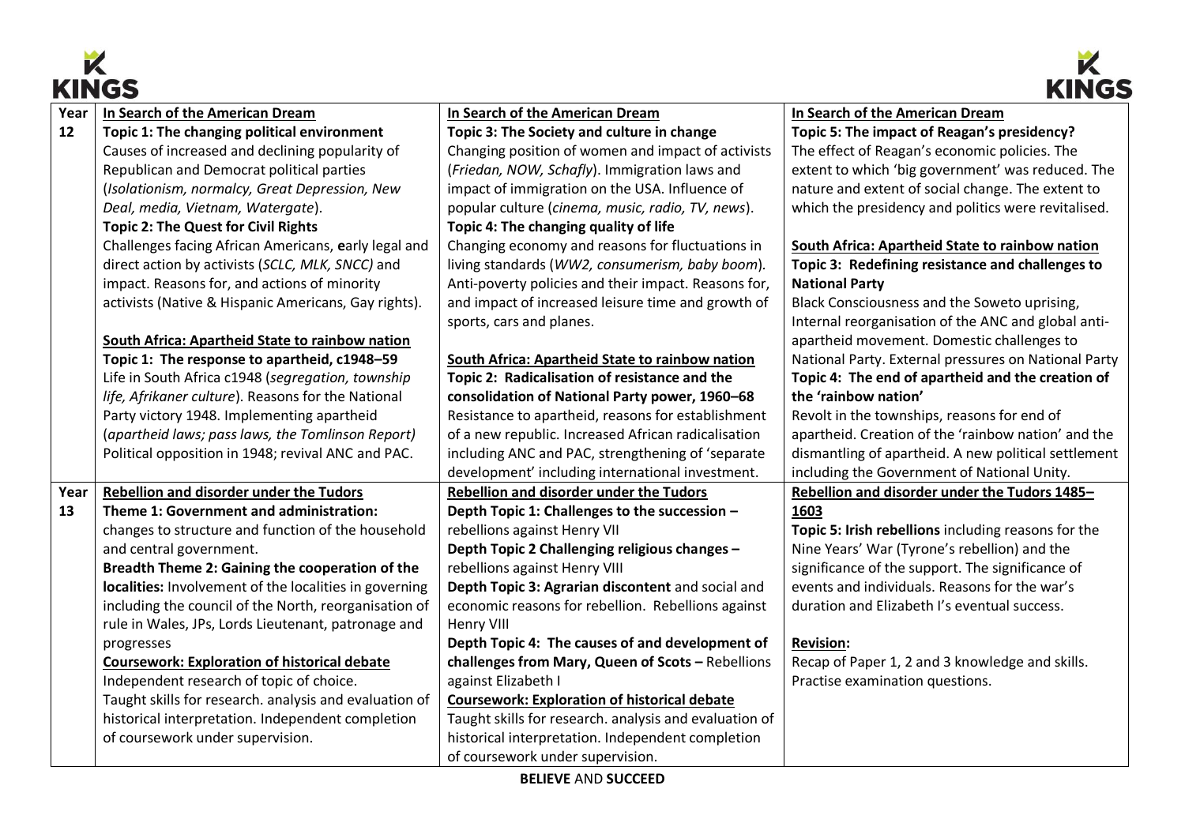| | | | |
|---|---|---|---|
| Year 12 | **In Search of the American Dream**<br>**Topic 1: The changing political environment**<br>Causes of increased and declining popularity of Republican and Democrat political parties (*Isolationism, normalcy, Great Depression, New Deal, media, Vietnam, Watergate*).<br>**Topic 2: The Quest for Civil Rights**<br>Challenges facing African Americans, **e**arly legal and direct action by activists (*SCLC, MLK, SNCC)* and impact. Reasons for, and actions of minority activists (Native & Hispanic Americans, Gay rights).<br><br>**South Africa: Apartheid State to rainbow nation**<br>**Topic 1: The response to apartheid, c1948–59**<br>Life in South Africa c1948 (*segregation, township life, Afrikaner culture*). Reasons for the National Party victory 1948. Implementing apartheid (*apartheid laws; pass laws, the Tomlinson Report)*<br>Political opposition in 1948; revival ANC and PAC. | **In Search of the American Dream**<br>**Topic 3: The Society and culture in change**<br>Changing position of women and impact of activists (*Friedan, NOW, Schafly*). Immigration laws and impact of immigration on the USA. Influence of popular culture (*cinema, music, radio, TV, news*).<br>**Topic 4: The changing quality of life**<br>Changing economy and reasons for fluctuations in living standards (*WW2, consumerism, baby boom*).<br>Anti-poverty policies and their impact. Reasons for, and impact of increased leisure time and growth of sports, cars and planes.<br><br>**South Africa: Apartheid State to rainbow nation**<br>**Topic 2: Radicalisation of resistance and the consolidation of National Party power, 1960–68**<br>Resistance to apartheid, reasons for establishment of a new republic. Increased African radicalisation including ANC and PAC, strengthening of 'separate development' including international investment. | **In Search of the American Dream**<br>**Topic 5: The impact of Reagan's presidency?**<br>The effect of Reagan's economic policies. The extent to which 'big government' was reduced. The nature and extent of social change. The extent to which the presidency and politics were revitalised.<br><br>**South Africa: Apartheid State to rainbow nation**<br>**Topic 3: Redefining resistance and challenges to National Party**<br>Black Consciousness and the Soweto uprising, Internal reorganisation of the ANC and global anti-apartheid movement. Domestic challenges to National Party. External pressures on National Party<br>**Topic 4: The end of apartheid and the creation of the 'rainbow nation'**<br>Revolt in the townships, reasons for end of apartheid. Creation of the 'rainbow nation' and the dismantling of apartheid. A new political settlement including the Government of National Unity. |
| Year 13 | **Rebellion and disorder under the Tudors**<br>**Theme 1: Government and administration:**<br>changes to structure and function of the household and central government.<br>**Breadth Theme 2: Gaining the cooperation of the localities:** Involvement of the localities in governing including the council of the North, reorganisation of rule in Wales, JPs, Lords Lieutenant, patronage and progresses<br>**Coursework: Exploration of historical debate**<br>Independent research of topic of choice.<br>Taught skills for research. analysis and evaluation of historical interpretation. Independent completion of coursework under supervision. | **Rebellion and disorder under the Tudors**<br>**Depth Topic 1: Challenges to the succession –** rebellions against Henry VII<br>**Depth Topic 2 Challenging religious changes –** rebellions against Henry VIII<br>**Depth Topic 3: Agrarian discontent** and social and economic reasons for rebellion. Rebellions against Henry VIII<br>**Depth Topic 4: The causes of and development of challenges from Mary, Queen of Scots –** Rebellions against Elizabeth I<br>**Coursework: Exploration of historical debate**<br>Taught skills for research. analysis and evaluation of historical interpretation. Independent completion of coursework under supervision. | **Rebellion and disorder under the Tudors 1485–1603**<br>**Topic 5: Irish rebellions** including reasons for the Nine Years' War (Tyrone's rebellion) and the significance of the support. The significance of events and individuals. Reasons for the war's duration and Elizabeth I's eventual success.<br><br>**Revision:**<br>Recap of Paper 1, 2 and 3 knowledge and skills.<br>Practise examination questions. |

**BELIEVE** AND **SUCCEED**